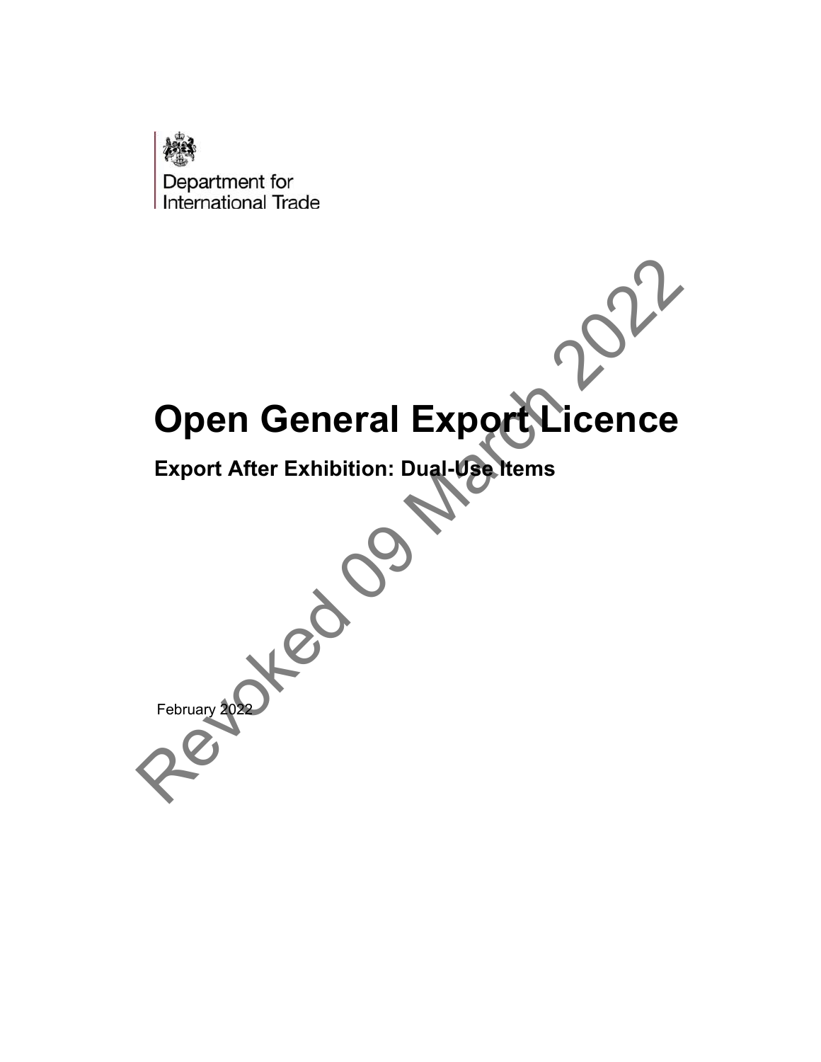Department for
International Trade

# Open General Export Licence

## Export After Exhibition: Dual-Use Items

February 2022

Revoked 09 March 2022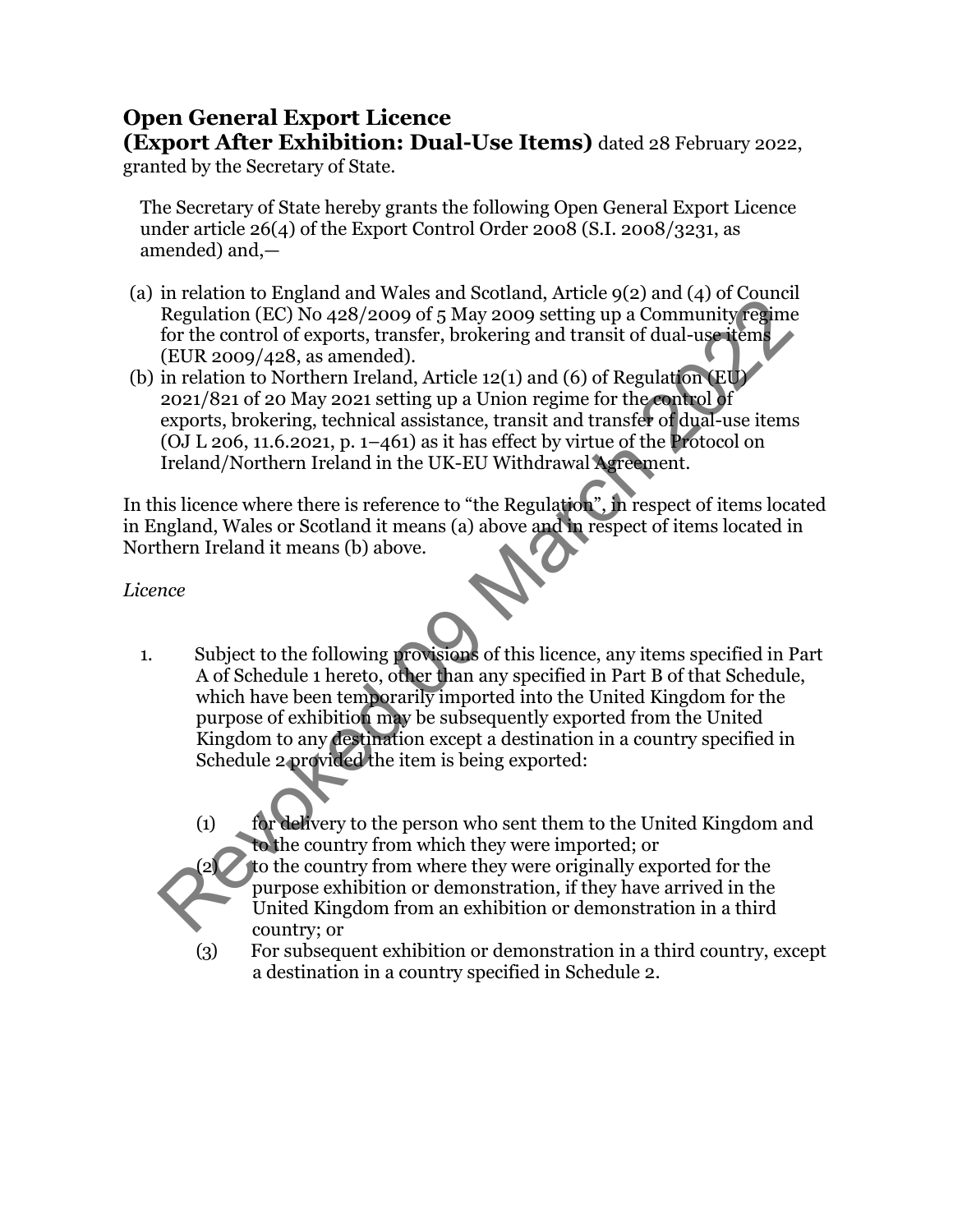# Open General Export Licence

**(Export After Exhibition: Dual-Use Items)** dated 28 February 2022, granted by the Secretary of State.

The Secretary of State hereby grants the following Open General Export Licence under article 26(4) of the Export Control Order 2008 (S.I. 2008/3231, as amended) and,—

(a) in relation to England and Wales and Scotland, Article 9(2) and (4) of Council Regulation (EC) No 428/2009 of 5 May 2009 setting up a Community regime for the control of exports, transfer, brokering and transit of dual-use items (EUR 2009/428, as amended).

(b) in relation to Northern Ireland, Article 12(1) and (6) of Regulation (EU) 2021/821 of 20 May 2021 setting up a Union regime for the control of exports, brokering, technical assistance, transit and transfer of dual-use items (OJ L 206, 11.6.2021, p. 1–461) as it has effect by virtue of the Protocol on Ireland/Northern Ireland in the UK-EU Withdrawal Agreement.

In this licence where there is reference to "the Regulation", in respect of items located in England, Wales or Scotland it means (a) above and in respect of items located in Northern Ireland it means (b) above.

*Licence*

1. Subject to the following provisions of this licence, any items specified in Part A of Schedule 1 hereto, other than any specified in Part B of that Schedule, which have been temporarily imported into the United Kingdom for the purpose of exhibition may be subsequently exported from the United Kingdom to any destination except a destination in a country specified in Schedule 2 provided the item is being exported:

   (1) for delivery to the person who sent them to the United Kingdom and to the country from which they were imported; or

   (2) to the country from where they were originally exported for the purpose exhibition or demonstration, if they have arrived in the United Kingdom from an exhibition or demonstration in a third country; or

   (3) For subsequent exhibition or demonstration in a third country, except a destination in a country specified in Schedule 2.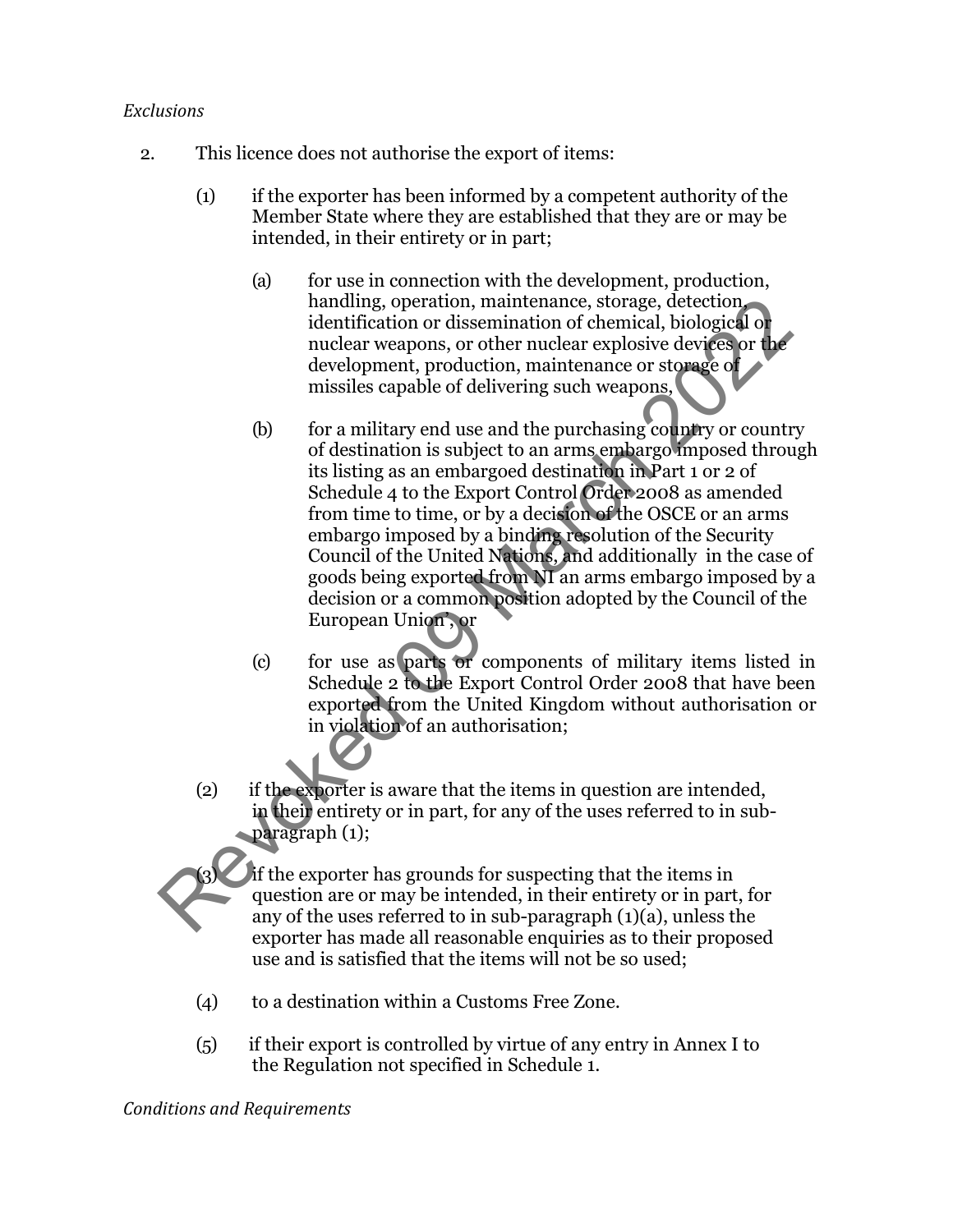*Exclusions*

2. This licence does not authorise the export of items:

   (1) if the exporter has been informed by a competent authority of the Member State where they are established that they are or may be intended, in their entirety or in part;

      (a) for use in connection with the development, production, handling, operation, maintenance, storage, detection, identification or dissemination of chemical, biological or nuclear weapons, or other nuclear explosive devices or the development, production, maintenance or storage of missiles capable of delivering such weapons,

      (b) for a military end use and the purchasing country or country of destination is subject to an arms embargo imposed through its listing as an embargoed destination in Part 1 or 2 of Schedule 4 to the Export Control Order 2008 as amended from time to time, or by a decision of the OSCE or an arms embargo imposed by a binding resolution of the Security Council of the United Nations, and additionally in the case of goods being exported from NI an arms embargo imposed by a decision or a common position adopted by the Council of the European Union', or

      (c) for use as parts or components of military items listed in Schedule 2 to the Export Control Order 2008 that have been exported from the United Kingdom without authorisation or in violation of an authorisation;

   (2) if the exporter is aware that the items in question are intended, in their entirety or in part, for any of the uses referred to in sub-paragraph (1);

   (3) if the exporter has grounds for suspecting that the items in question are or may be intended, in their entirety or in part, for any of the uses referred to in sub-paragraph (1)(a), unless the exporter has made all reasonable enquiries as to their proposed use and is satisfied that the items will not be so used;

   (4) to a destination within a Customs Free Zone.

   (5) if their export is controlled by virtue of any entry in Annex I to the Regulation not specified in Schedule 1.

*Conditions and Requirements*

Revoked 09 March 2022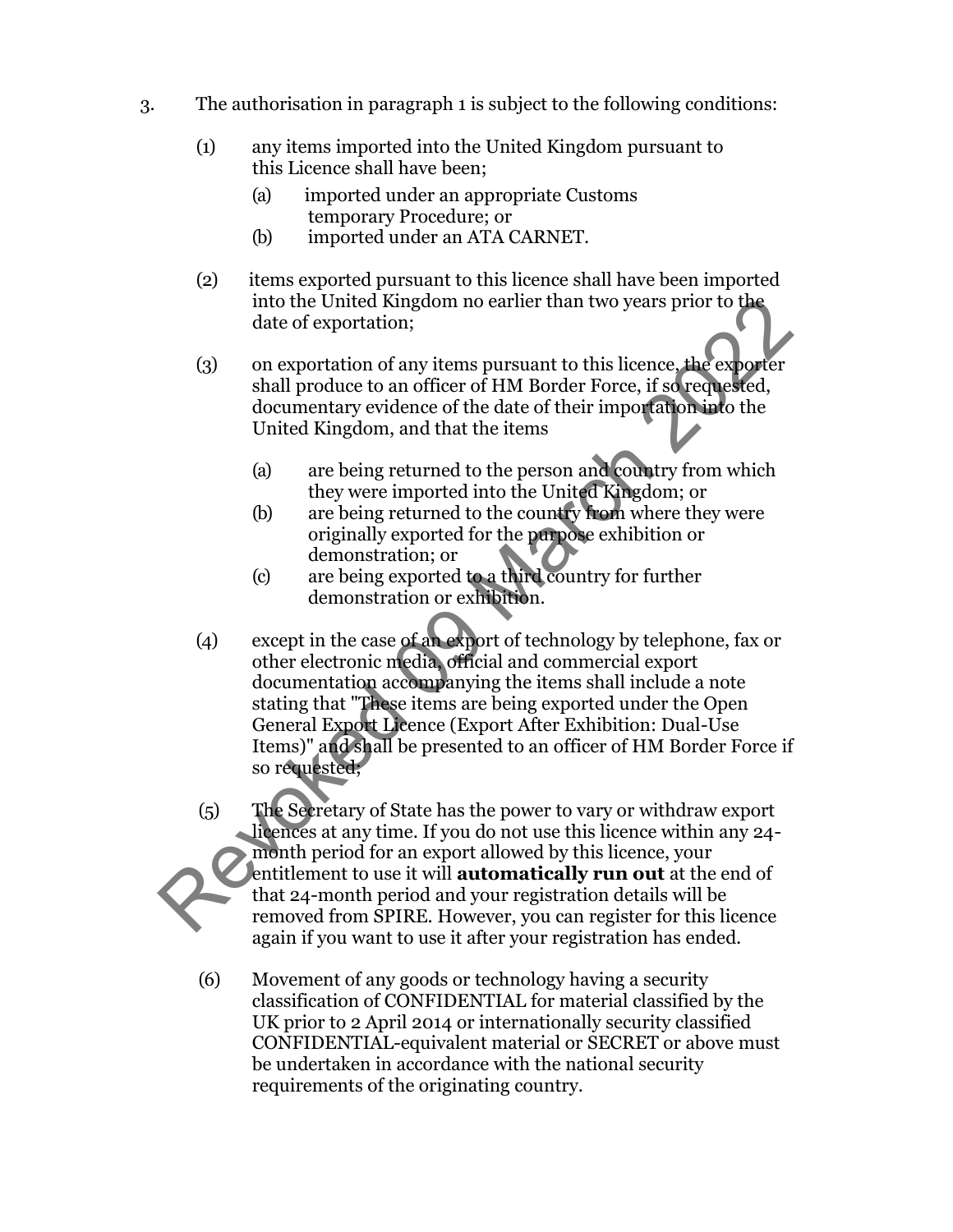3. The authorisation in paragraph 1 is subject to the following conditions:

   (1) any items imported into the United Kingdom pursuant to this Licence shall have been;

      (a) imported under an appropriate Customs temporary Procedure; or
      (b) imported under an ATA CARNET.

   (2) items exported pursuant to this licence shall have been imported into the United Kingdom no earlier than two years prior to the date of exportation;

   (3) on exportation of any items pursuant to this licence, the exporter shall produce to an officer of HM Border Force, if so requested, documentary evidence of the date of their importation into the United Kingdom, and that the items

      (a) are being returned to the person and country from which they were imported into the United Kingdom; or
      (b) are being returned to the country from where they were originally exported for the purpose exhibition or demonstration; or
      (c) are being exported to a third country for further demonstration or exhibition.

   (4) except in the case of an export of technology by telephone, fax or other electronic media, official and commercial export documentation accompanying the items shall include a note stating that "These items are being exported under the Open General Export Licence (Export After Exhibition: Dual-Use Items)" and shall be presented to an officer of HM Border Force if so requested;

   (5) The Secretary of State has the power to vary or withdraw export licences at any time. If you do not use this licence within any 24-month period for an export allowed by this licence, your entitlement to use it will **automatically run out** at the end of that 24-month period and your registration details will be removed from SPIRE. However, you can register for this licence again if you want to use it after your registration has ended.

   (6) Movement of any goods or technology having a security classification of CONFIDENTIAL for material classified by the UK prior to 2 April 2014 or internationally security classified CONFIDENTIAL-equivalent material or SECRET or above must be undertaken in accordance with the national security requirements of the originating country.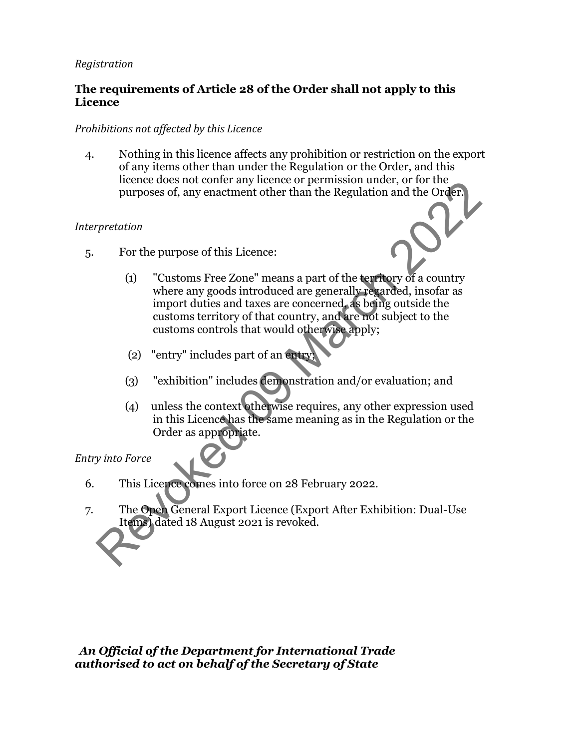*Registration*

**The requirements of Article 28 of the Order shall not apply to this Licence**

*Prohibitions not affected by this Licence*

4. Nothing in this licence affects any prohibition or restriction on the export of any items other than under the Regulation or the Order, and this licence does not confer any licence or permission under, or for the purposes of, any enactment other than the Regulation and the Order.

*Interpretation*

5. For the purpose of this Licence:

   (1) "Customs Free Zone" means a part of the territory of a country where any goods introduced are generally regarded, insofar as import duties and taxes are concerned, as being outside the customs territory of that country, and are not subject to the customs controls that would otherwise apply;

   (2) "entry" includes part of an entry;

   (3) "exhibition" includes demonstration and/or evaluation; and

   (4) unless the context otherwise requires, any other expression used in this Licence has the same meaning as in the Regulation or the Order as appropriate.

*Entry into Force*

6. This Licence comes into force on 28 February 2022.

7. The Open General Export Licence (Export After Exhibition: Dual-Use Items) dated 18 August 2021 is revoked.

Revoked 09 March 2022

***An Official of the Department for International Trade authorised to act on behalf of the Secretary of State***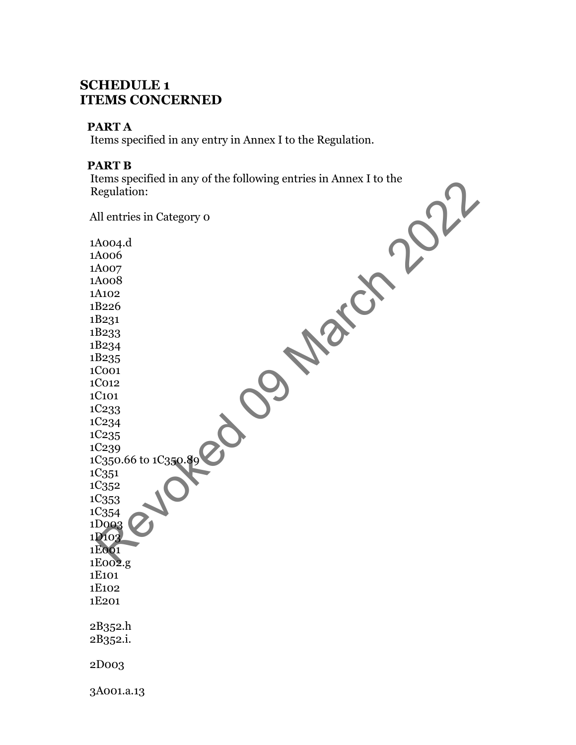# SCHEDULE 1
# ITEMS CONCERNED

## PART A

Items specified in any entry in Annex I to the Regulation.

## PART B

Items specified in any of the following entries in Annex I to the Regulation:

All entries in Category 0

1A004.d
1A006
1A007
1A008
1A102
1B226
1B231
1B233
1B234
1B235
1C001
1C012
1C101
1C233
1C234
1C235
1C239
1C350.66 to 1C350.89
1C351
1C352
1C353
1C354
1D003
1D103
1E001
1E002.g
1E101
1E102
1E201

2B352.h
2B352.i.

2D003

3A001.a.13

Revoked 09 March 2022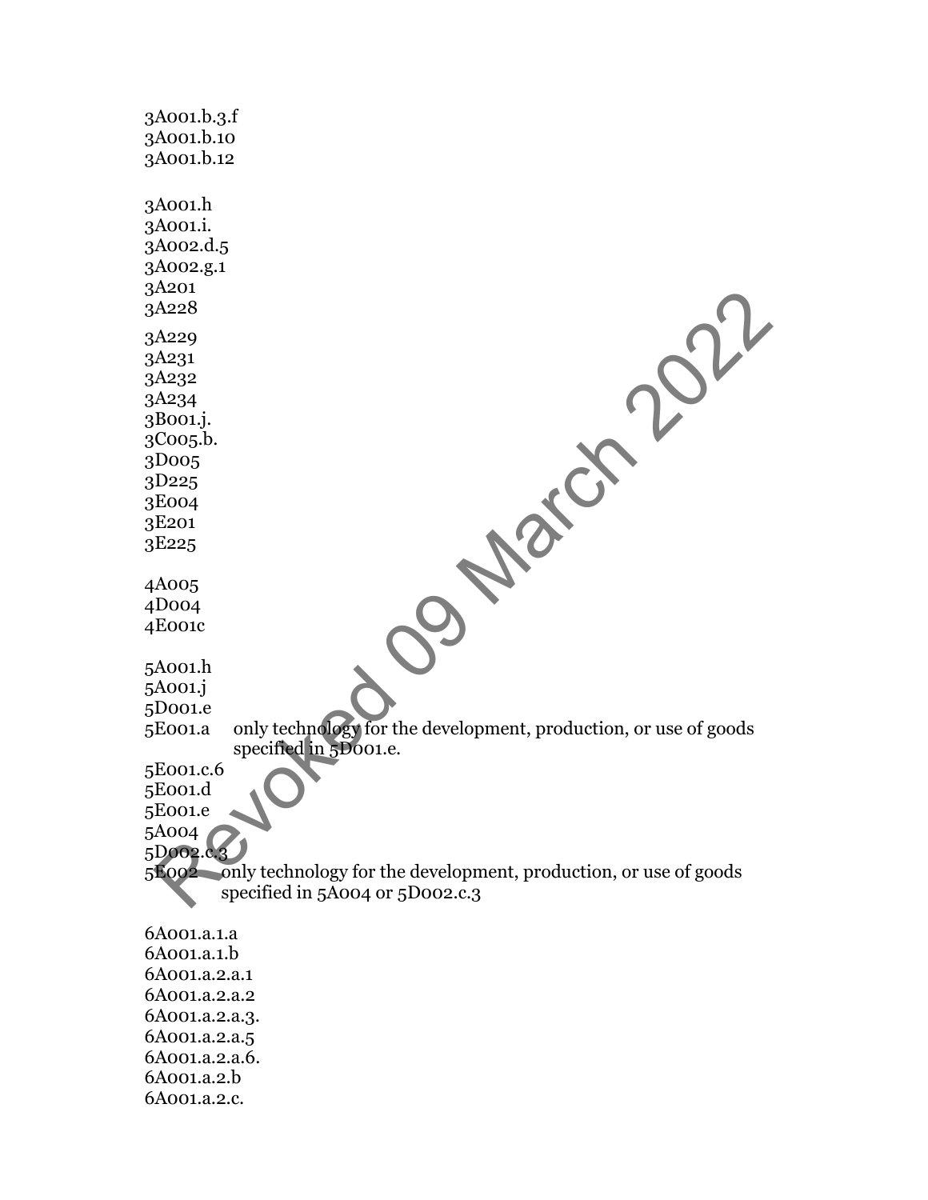3A001.b.3.f
3A001.b.10
3A001.b.12

3A001.h
3A001.i.
3A002.d.5
3A002.g.1
3A201
3A228
3A229
3A231
3A232
3A234
3B001.j.
3C005.b.
3D005
3D225
3E004
3E201
3E225

4A005
4D004
4E001c

5A001.h
5A001.j
5D001.e
5E001.a only technology for the development, production, or use of goods specified in 5D001.e.
5E001.c.6
5E001.d
5E001.e
5A004
5D002.c.3
5E002 only technology for the development, production, or use of goods specified in 5A004 or 5D002.c.3

6A001.a.1.a
6A001.a.1.b
6A001.a.2.a.1
6A001.a.2.a.2
6A001.a.2.a.3.
6A001.a.2.a.5
6A001.a.2.a.6.
6A001.a.2.b
6A001.a.2.c.

Revoked 09 March 2022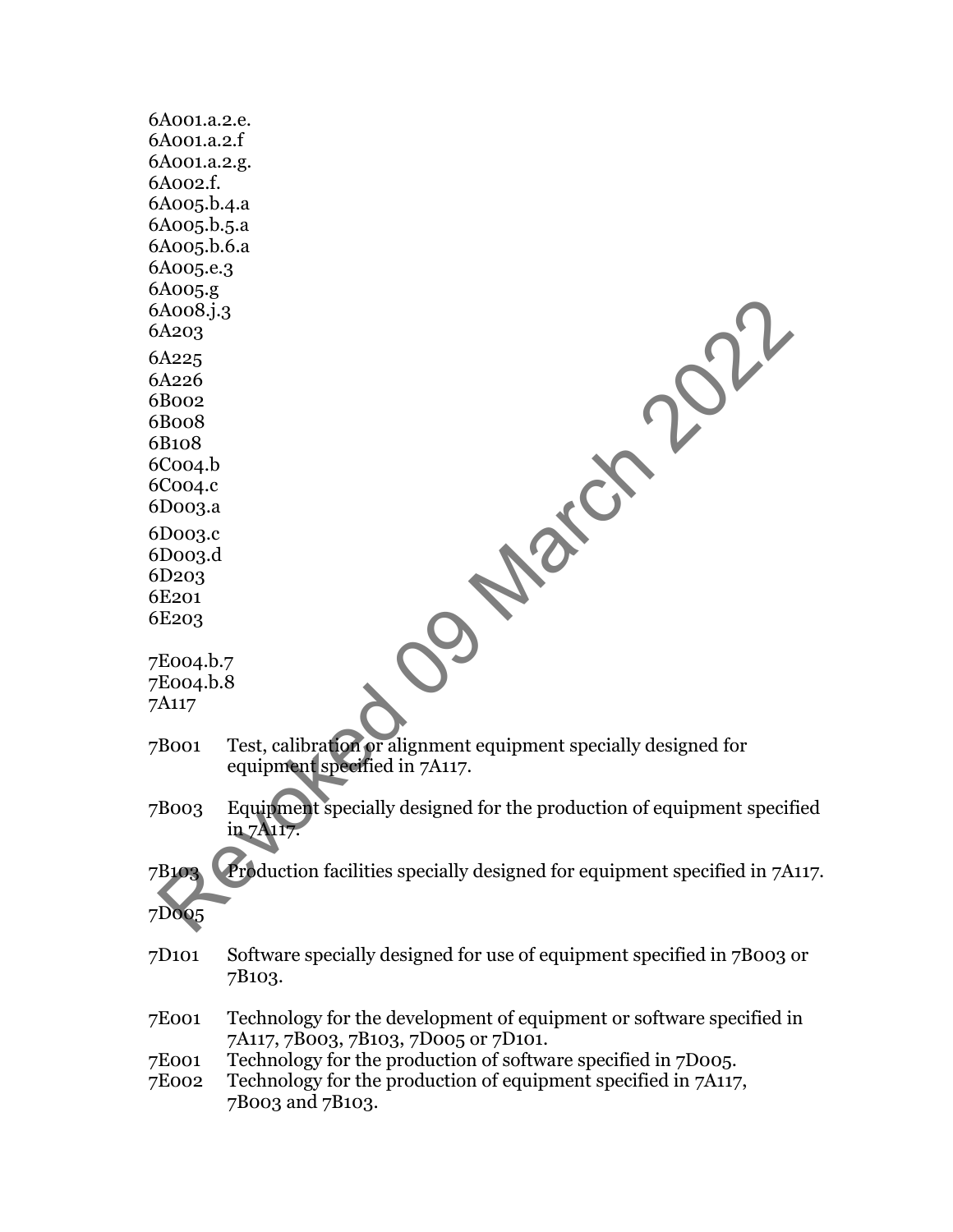6A001.a.2.e.
6A001.a.2.f
6A001.a.2.g.
6A002.f.
6A005.b.4.a
6A005.b.5.a
6A005.b.6.a
6A005.e.3
6A005.g
6A008.j.3
6A203
6A225
6A226
6B002
6B008
6B108
6C004.b
6C004.c
6D003.a
6D003.c
6D003.d
6D203
6E201
6E203

7E004.b.7
7E004.b.8
7A117

| | |
|---|---|
| 7B001 | Test, calibration or alignment equipment specially designed for equipment specified in 7A117. |
| 7B003 | Equipment specially designed for the production of equipment specified in 7A117. |
| 7B103 | Production facilities specially designed for equipment specified in 7A117. |
| 7D005 | |
| 7D101 | Software specially designed for use of equipment specified in 7B003 or 7B103. |
| 7E001 | Technology for the development of equipment or software specified in 7A117, 7B003, 7B103, 7D005 or 7D101. |
| 7E001 | Technology for the production of software specified in 7D005. |
| 7E002 | Technology for the production of equipment specified in 7A117, 7B003 and 7B103. |

Revoked 09 March 2022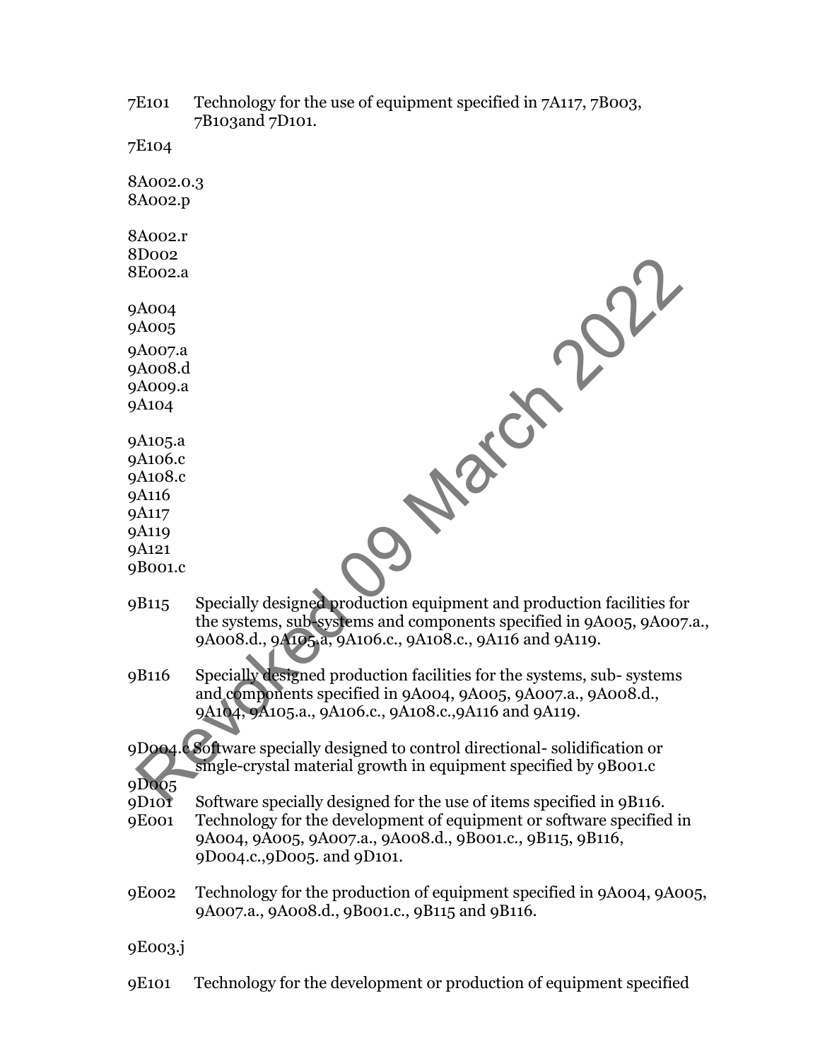7E101 Technology for the use of equipment specified in 7A117, 7B003, 7B103and 7D101.

7E104

8A002.o.3

8A002.p

8A002.r

8D002

8E002.a

9A004

9A005

9A007.a

9A008.d

9A009.a

9A104

9A105.a

9A106.c

9A108.c

9A116

9A117

9A119

9A121

9B001.c

9B115 Specially designed production equipment and production facilities for the systems, sub-systems and components specified in 9A005, 9A007.a., 9A008.d., 9A105.a, 9A106.c., 9A108.c., 9A116 and 9A119.

9B116 Specially designed production facilities for the systems, sub- systems and components specified in 9A004, 9A005, 9A007.a., 9A008.d., 9A104, 9A105.a., 9A106.c., 9A108.c.,9A116 and 9A119.

9D004.c Software specially designed to control directional- solidification or single-crystal material growth in equipment specified by 9B001.c

9D005

9D101 Software specially designed for the use of items specified in 9B116.

9E001 Technology for the development of equipment or software specified in 9A004, 9A005, 9A007.a., 9A008.d., 9B001.c., 9B115, 9B116, 9D004.c.,9D005. and 9D101.

9E002 Technology for the production of equipment specified in 9A004, 9A005, 9A007.a., 9A008.d., 9B001.c., 9B115 and 9B116.

9E003.j

9E101 Technology for the development or production of equipment specified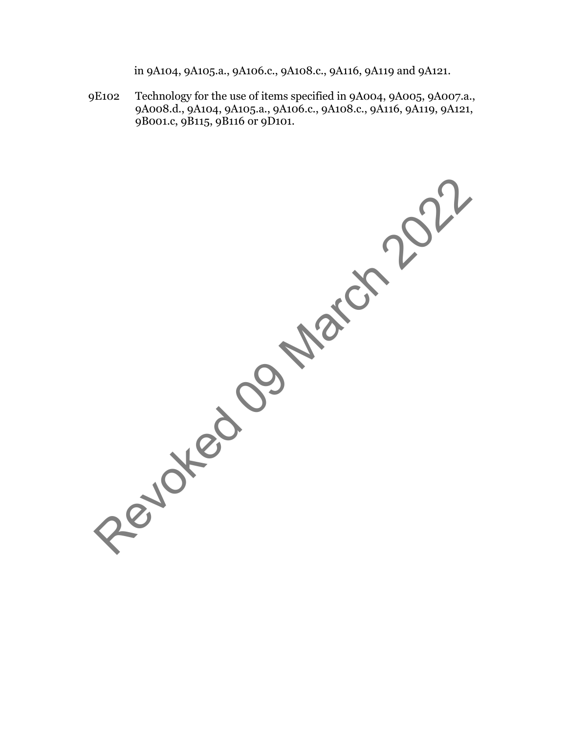in 9A104, 9A105.a., 9A106.c., 9A108.c., 9A116, 9A119 and 9A121.

9E102 Technology for the use of items specified in 9A004, 9A005, 9A007.a., 9A008.d., 9A104, 9A105.a., 9A106.c., 9A108.c., 9A116, 9A119, 9A121, 9B001.c, 9B115, 9B116 or 9D101.

Revoked 09 March 2022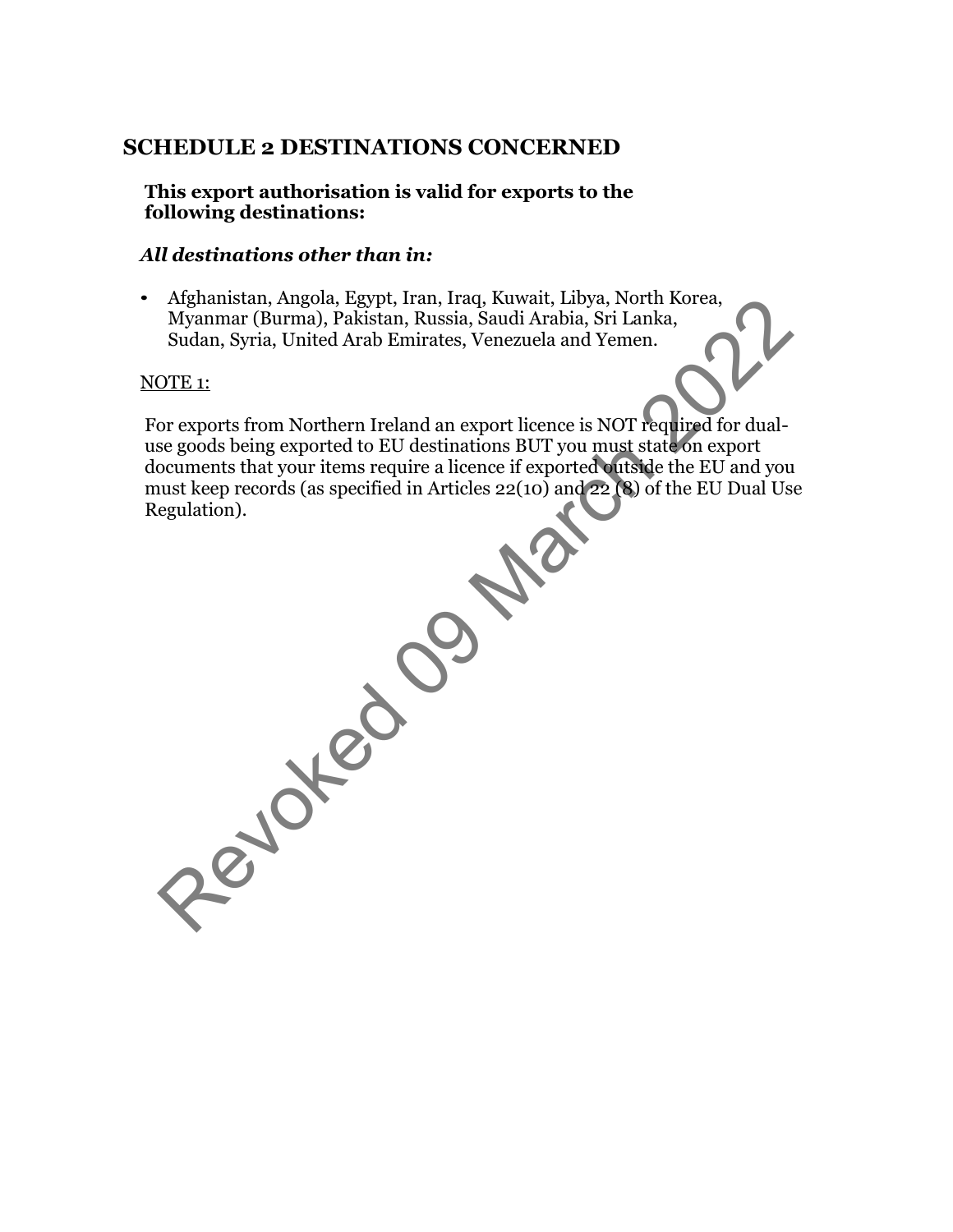## SCHEDULE 2 DESTINATIONS CONCERNED

**This export authorisation is valid for exports to the following destinations:**

***All destinations other than in:***

- Afghanistan, Angola, Egypt, Iran, Iraq, Kuwait, Libya, North Korea, Myanmar (Burma), Pakistan, Russia, Saudi Arabia, Sri Lanka, Sudan, Syria, United Arab Emirates, Venezuela and Yemen.

NOTE 1:

For exports from Northern Ireland an export licence is NOT required for dual-use goods being exported to EU destinations BUT you must state on export documents that your items require a licence if exported outside the EU and you must keep records (as specified in Articles 22(10) and 22 (8) of the EU Dual Use Regulation).

Revoked 09 March 2022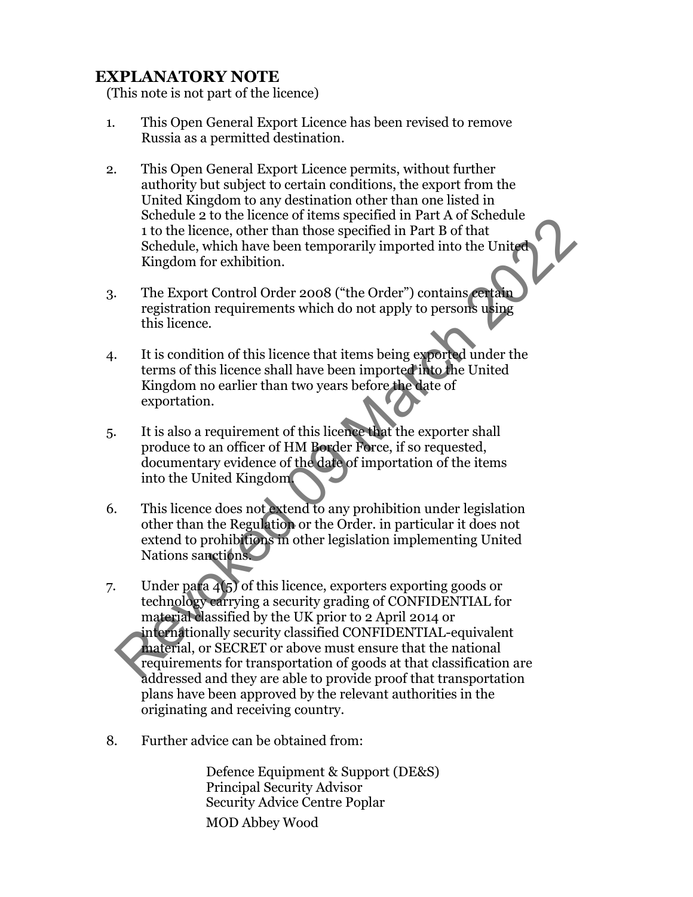# EXPLANATORY NOTE

(This note is not part of the licence)

1. This Open General Export Licence has been revised to remove Russia as a permitted destination.

2. This Open General Export Licence permits, without further authority but subject to certain conditions, the export from the United Kingdom to any destination other than one listed in Schedule 2 to the licence of items specified in Part A of Schedule 1 to the licence, other than those specified in Part B of that Schedule, which have been temporarily imported into the United Kingdom for exhibition.

3. The Export Control Order 2008 ("the Order") contains certain registration requirements which do not apply to persons using this licence.

4. It is condition of this licence that items being exported under the terms of this licence shall have been imported into the United Kingdom no earlier than two years before the date of exportation.

5. It is also a requirement of this licence that the exporter shall produce to an officer of HM Border Force, if so requested, documentary evidence of the date of importation of the items into the United Kingdom.

6. This licence does not extend to any prohibition under legislation other than the Regulation or the Order. in particular it does not extend to prohibitions in other legislation implementing United Nations sanctions.

7. Under para 4(5) of this licence, exporters exporting goods or technology carrying a security grading of CONFIDENTIAL for material classified by the UK prior to 2 April 2014 or internationally security classified CONFIDENTIAL-equivalent material, or SECRET or above must ensure that the national requirements for transportation of goods at that classification are addressed and they are able to provide proof that transportation plans have been approved by the relevant authorities in the originating and receiving country.

8. Further advice can be obtained from:

   Defence Equipment & Support (DE&S)
   Principal Security Advisor
   Security Advice Centre Poplar
   MOD Abbey Wood

Revoked 09 March 2022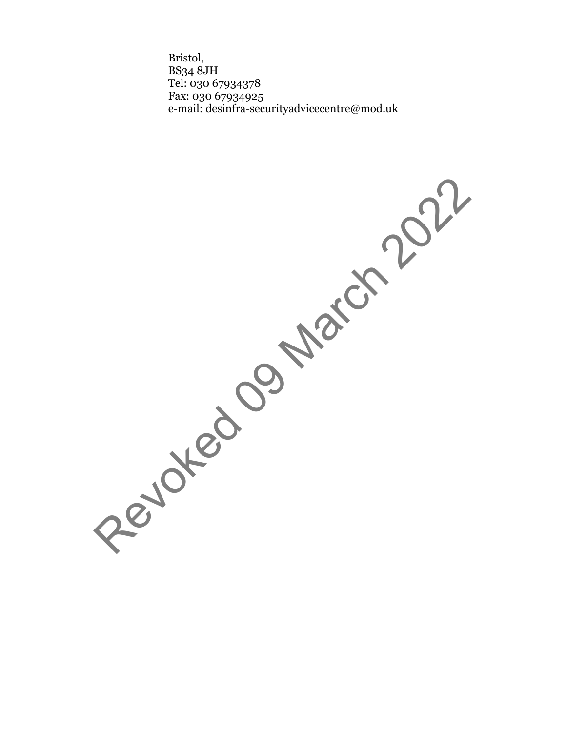Bristol,
BS34 8JH
Tel: 030 67934378
Fax: 030 67934925
e-mail: desinfra-securityadvicecentre@mod.uk

Revoked 09 March 2022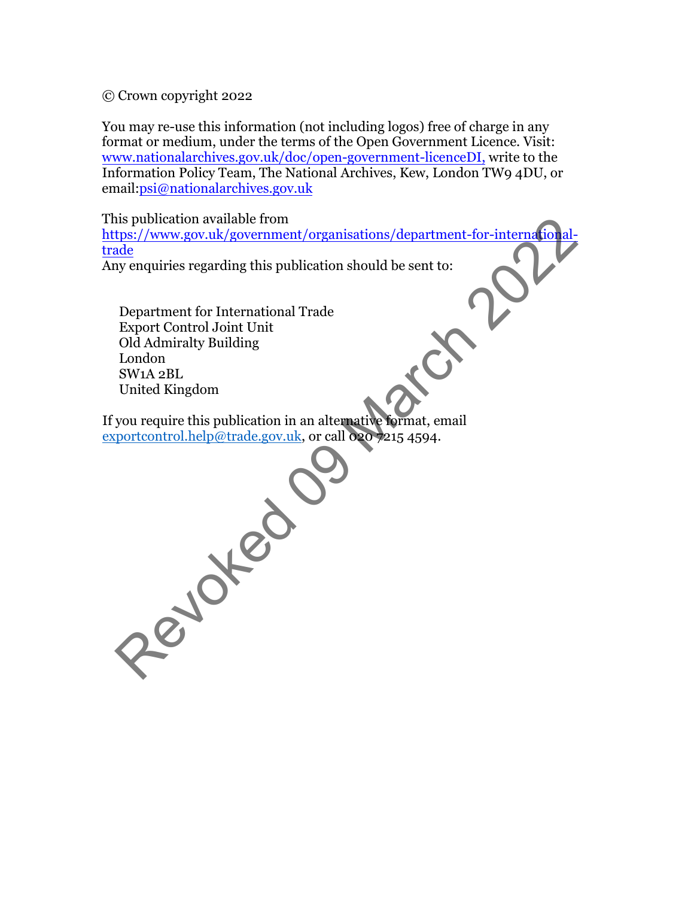© Crown copyright 2022

You may re-use this information (not including logos) free of charge in any format or medium, under the terms of the Open Government Licence. Visit: www.nationalarchives.gov.uk/doc/open-government-licenceDI, write to the Information Policy Team, The National Archives, Kew, London TW9 4DU, or email:psi@nationalarchives.gov.uk

This publication available from https://www.gov.uk/government/organisations/department-for-international-trade
Any enquiries regarding this publication should be sent to:

Department for International Trade
Export Control Joint Unit
Old Admiralty Building
London
SW1A 2BL
United Kingdom

If you require this publication in an alternative format, email exportcontrol.help@trade.gov.uk, or call 020 7215 4594.

Revoked 09 March 2022